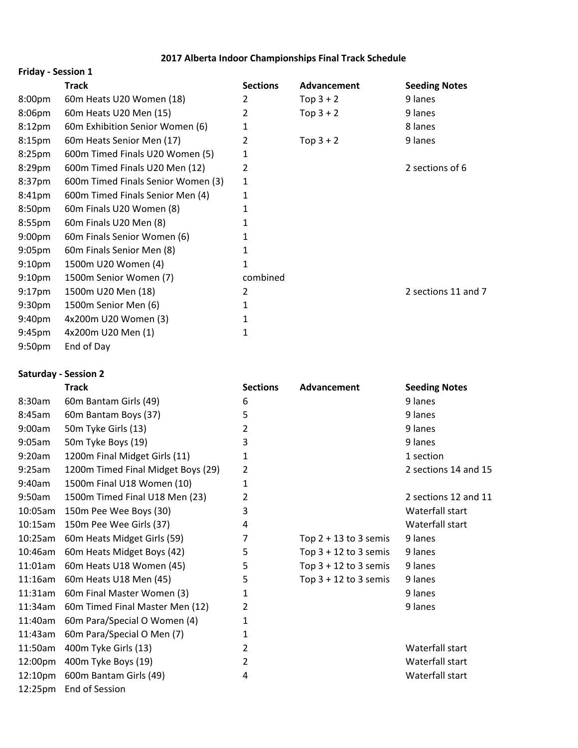# 2017 Alberta Indoor Championships Final Track Schedule

## Friday - Session 1

| | Track | Sections | Advancement | Seeding Notes |
|---|---|---|---|---|
| 8:00pm | 60m Heats U20 Women (18) | 2 | Top 3 + 2 | 9 lanes |
| 8:06pm | 60m Heats U20 Men (15) | 2 | Top 3 + 2 | 9 lanes |
| 8:12pm | 60m Exhibition Senior Women (6) | 1 | | 8 lanes |
| 8:15pm | 60m Heats Senior Men (17) | 2 | Top 3 + 2 | 9 lanes |
| 8:25pm | 600m Timed Finals U20 Women (5) | 1 | | |
| 8:29pm | 600m Timed Finals U20 Men (12) | 2 | | 2 sections of 6 |
| 8:37pm | 600m Timed Finals Senior Women (3) | 1 | | |
| 8:41pm | 600m Timed Finals Senior Men (4) | 1 | | |
| 8:50pm | 60m Finals U20 Women (8) | 1 | | |
| 8:55pm | 60m Finals U20 Men (8) | 1 | | |
| 9:00pm | 60m Finals Senior Women (6) | 1 | | |
| 9:05pm | 60m Finals Senior Men (8) | 1 | | |
| 9:10pm | 1500m U20 Women (4) | 1 | | |
| 9:10pm | 1500m Senior Women (7) | combined | | |
| 9:17pm | 1500m U20 Men (18) | 2 | | 2 sections 11 and 7 |
| 9:30pm | 1500m Senior Men (6) | 1 | | |
| 9:40pm | 4x200m U20 Women (3) | 1 | | |
| 9:45pm | 4x200m U20 Men (1) | 1 | | |
| 9:50pm | End of Day | | | |

## Saturday - Session 2

| | Track | Sections | Advancement | Seeding Notes |
|---|---|---|---|---|
| 8:30am | 60m Bantam Girls (49) | 6 | | 9 lanes |
| 8:45am | 60m Bantam Boys (37) | 5 | | 9 lanes |
| 9:00am | 50m Tyke Girls (13) | 2 | | 9 lanes |
| 9:05am | 50m Tyke Boys (19) | 3 | | 9 lanes |
| 9:20am | 1200m Final Midget Girls (11) | 1 | | 1 section |
| 9:25am | 1200m Timed Final Midget Boys (29) | 2 | | 2 sections 14 and 15 |
| 9:40am | 1500m Final U18 Women (10) | 1 | | |
| 9:50am | 1500m Timed Final U18 Men (23) | 2 | | 2 sections 12 and 11 |
| 10:05am | 150m Pee Wee Boys (30) | 3 | | Waterfall start |
| 10:15am | 150m Pee Wee Girls (37) | 4 | | Waterfall start |
| 10:25am | 60m Heats Midget Girls (59) | 7 | Top 2 + 13 to 3 semis | 9 lanes |
| 10:46am | 60m Heats Midget Boys (42) | 5 | Top 3 + 12 to 3 semis | 9 lanes |
| 11:01am | 60m Heats U18 Women (45) | 5 | Top 3 + 12 to 3 semis | 9 lanes |
| 11:16am | 60m Heats U18 Men (45) | 5 | Top 3 + 12 to 3 semis | 9 lanes |
| 11:31am | 60m Final Master Women (3) | 1 | | 9 lanes |
| 11:34am | 60m Timed Final Master Men (12) | 2 | | 9 lanes |
| 11:40am | 60m Para/Special O Women (4) | 1 | | |
| 11:43am | 60m Para/Special O Men (7) | 1 | | |
| 11:50am | 400m Tyke Girls (13) | 2 | | Waterfall start |
| 12:00pm | 400m Tyke Boys (19) | 2 | | Waterfall start |
| 12:10pm | 600m Bantam Girls (49) | 4 | | Waterfall start |
| 12:25pm | End of Session | | | |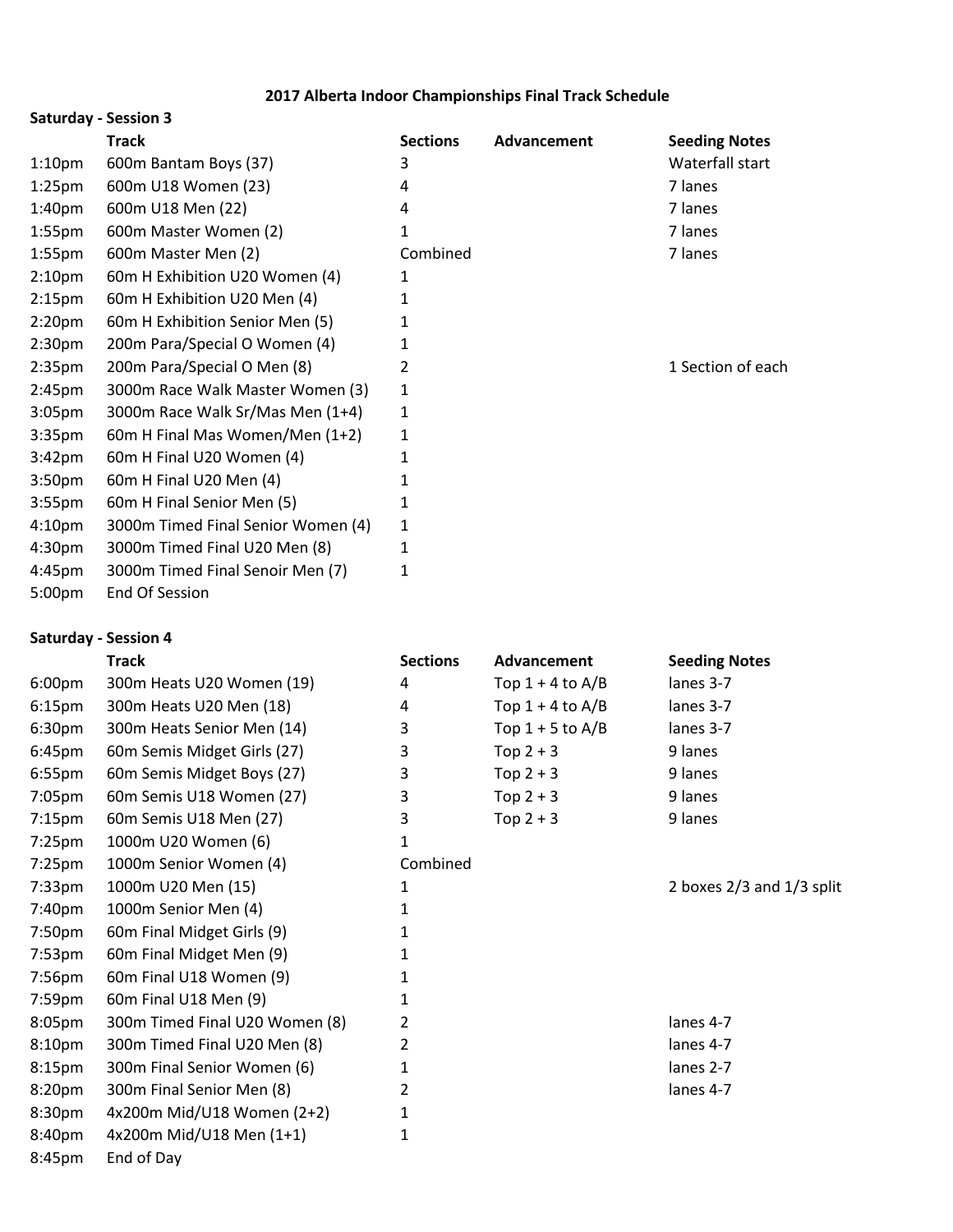# 2017 Alberta Indoor Championships Final Track Schedule

**Saturday - Session 3**

| | Track | Sections | Advancement | Seeding Notes |
|---|---|---|---|---|
| 1:10pm | 600m Bantam Boys (37) | 3 | | Waterfall start |
| 1:25pm | 600m U18 Women (23) | 4 | | 7 lanes |
| 1:40pm | 600m U18 Men (22) | 4 | | 7 lanes |
| 1:55pm | 600m Master Women (2) | 1 | | 7 lanes |
| 1:55pm | 600m Master Men (2) | Combined | | 7 lanes |
| 2:10pm | 60m H Exhibition U20 Women (4) | 1 | | |
| 2:15pm | 60m H Exhibition U20 Men (4) | 1 | | |
| 2:20pm | 60m H Exhibition Senior Men (5) | 1 | | |
| 2:30pm | 200m Para/Special O Women (4) | 1 | | |
| 2:35pm | 200m Para/Special O Men (8) | 2 | | 1 Section of each |
| 2:45pm | 3000m Race Walk Master Women (3) | 1 | | |
| 3:05pm | 3000m Race Walk Sr/Mas Men (1+4) | 1 | | |
| 3:35pm | 60m H Final Mas Women/Men (1+2) | 1 | | |
| 3:42pm | 60m H Final U20 Women (4) | 1 | | |
| 3:50pm | 60m H Final U20 Men (4) | 1 | | |
| 3:55pm | 60m H Final Senior Men (5) | 1 | | |
| 4:10pm | 3000m Timed Final Senior Women (4) | 1 | | |
| 4:30pm | 3000m Timed Final U20 Men (8) | 1 | | |
| 4:45pm | 3000m Timed Final Senoir Men (7) | 1 | | |
| 5:00pm | End Of Session | | | |

**Saturday - Session 4**

| | Track | Sections | Advancement | Seeding Notes |
|---|---|---|---|---|
| 6:00pm | 300m Heats U20 Women (19) | 4 | Top 1 + 4 to A/B | lanes 3-7 |
| 6:15pm | 300m Heats U20 Men (18) | 4 | Top 1 + 4 to A/B | lanes 3-7 |
| 6:30pm | 300m Heats Senior Men (14) | 3 | Top 1 + 5 to A/B | lanes 3-7 |
| 6:45pm | 60m Semis Midget Girls (27) | 3 | Top 2 + 3 | 9 lanes |
| 6:55pm | 60m Semis Midget Boys (27) | 3 | Top 2 + 3 | 9 lanes |
| 7:05pm | 60m Semis U18 Women (27) | 3 | Top 2 + 3 | 9 lanes |
| 7:15pm | 60m Semis U18 Men (27) | 3 | Top 2 + 3 | 9 lanes |
| 7:25pm | 1000m U20 Women (6) | 1 | | |
| 7:25pm | 1000m Senior Women (4) | Combined | | |
| 7:33pm | 1000m U20 Men (15) | 1 | | 2 boxes 2/3 and 1/3 split |
| 7:40pm | 1000m Senior Men (4) | 1 | | |
| 7:50pm | 60m Final Midget Girls (9) | 1 | | |
| 7:53pm | 60m Final Midget Men (9) | 1 | | |
| 7:56pm | 60m Final U18 Women (9) | 1 | | |
| 7:59pm | 60m Final U18 Men (9) | 1 | | |
| 8:05pm | 300m Timed Final U20 Women (8) | 2 | | lanes 4-7 |
| 8:10pm | 300m Timed Final U20 Men (8) | 2 | | lanes 4-7 |
| 8:15pm | 300m Final Senior Women (6) | 1 | | lanes 2-7 |
| 8:20pm | 300m Final Senior Men (8) | 2 | | lanes 4-7 |
| 8:30pm | 4x200m Mid/U18 Women (2+2) | 1 | | |
| 8:40pm | 4x200m Mid/U18 Men (1+1) | 1 | | |
| 8:45pm | End of Day | | | |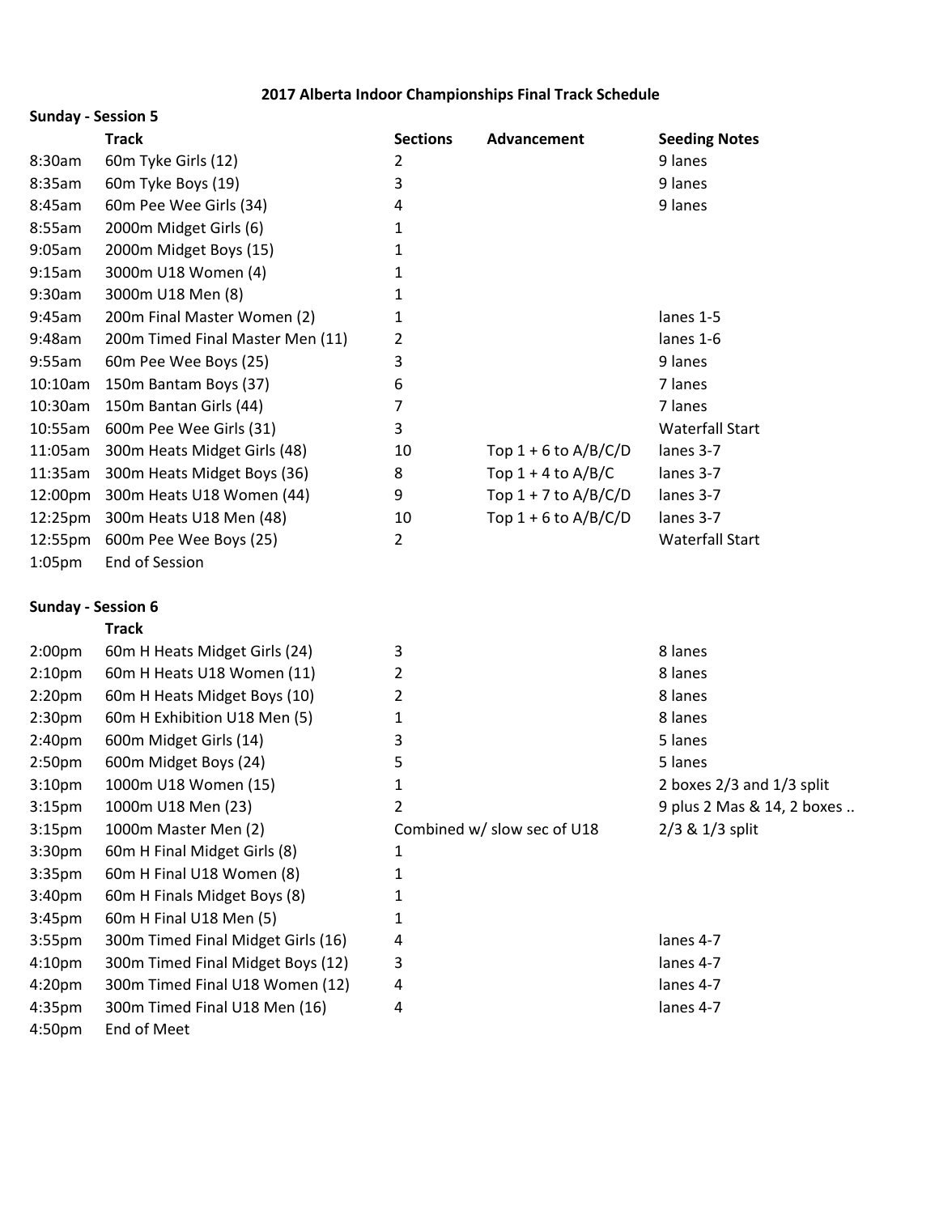# 2017 Alberta Indoor Championships Final Track Schedule

## Sunday - Session 5

| | Track | Sections | Advancement | Seeding Notes |
|---|---|---|---|---|
| 8:30am | 60m Tyke Girls (12) | 2 | | 9 lanes |
| 8:35am | 60m Tyke Boys (19) | 3 | | 9 lanes |
| 8:45am | 60m Pee Wee Girls (34) | 4 | | 9 lanes |
| 8:55am | 2000m Midget Girls (6) | 1 | | |
| 9:05am | 2000m Midget Boys (15) | 1 | | |
| 9:15am | 3000m U18 Women (4) | 1 | | |
| 9:30am | 3000m U18 Men (8) | 1 | | |
| 9:45am | 200m Final Master Women (2) | 1 | | lanes 1-5 |
| 9:48am | 200m Timed Final Master Men (11) | 2 | | lanes 1-6 |
| 9:55am | 60m Pee Wee Boys (25) | 3 | | 9 lanes |
| 10:10am | 150m Bantam Boys (37) | 6 | | 7 lanes |
| 10:30am | 150m Bantan Girls (44) | 7 | | 7 lanes |
| 10:55am | 600m Pee Wee Girls (31) | 3 | | Waterfall Start |
| 11:05am | 300m Heats Midget Girls (48) | 10 | Top 1 + 6 to A/B/C/D | lanes 3-7 |
| 11:35am | 300m Heats Midget Boys (36) | 8 | Top 1 + 4 to A/B/C | lanes 3-7 |
| 12:00pm | 300m Heats U18 Women (44) | 9 | Top 1 + 7 to A/B/C/D | lanes 3-7 |
| 12:25pm | 300m Heats U18 Men (48) | 10 | Top 1 + 6 to A/B/C/D | lanes 3-7 |
| 12:55pm | 600m Pee Wee Boys (25) | 2 | | Waterfall Start |
| 1:05pm | End of Session | | | |

## Sunday - Session 6

| | Track | Sections | Advancement | Seeding Notes |
|---|---|---|---|---|
| 2:00pm | 60m H Heats Midget Girls (24) | 3 | | 8 lanes |
| 2:10pm | 60m H Heats U18 Women (11) | 2 | | 8 lanes |
| 2:20pm | 60m H Heats Midget Boys (10) | 2 | | 8 lanes |
| 2:30pm | 60m H Exhibition U18 Men (5) | 1 | | 8 lanes |
| 2:40pm | 600m Midget Girls (14) | 3 | | 5 lanes |
| 2:50pm | 600m Midget Boys (24) | 5 | | 5 lanes |
| 3:10pm | 1000m U18 Women (15) | 1 | | 2 boxes 2/3 and 1/3 split |
| 3:15pm | 1000m U18 Men (23) | 2 | | 9 plus 2 Mas & 14, 2 boxes .. |
| 3:15pm | 1000m Master Men (2) | Combined w/ slow sec of U18 | | 2/3 & 1/3 split |
| 3:30pm | 60m H Final Midget Girls (8) | 1 | | |
| 3:35pm | 60m H Final U18 Women (8) | 1 | | |
| 3:40pm | 60m H Finals Midget Boys (8) | 1 | | |
| 3:45pm | 60m H Final U18 Men (5) | 1 | | |
| 3:55pm | 300m Timed Final Midget Girls (16) | 4 | | lanes 4-7 |
| 4:10pm | 300m Timed Final Midget Boys (12) | 3 | | lanes 4-7 |
| 4:20pm | 300m Timed Final U18 Women (12) | 4 | | lanes 4-7 |
| 4:35pm | 300m Timed Final U18 Men (16) | 4 | | lanes 4-7 |
| 4:50pm | End of Meet | | | |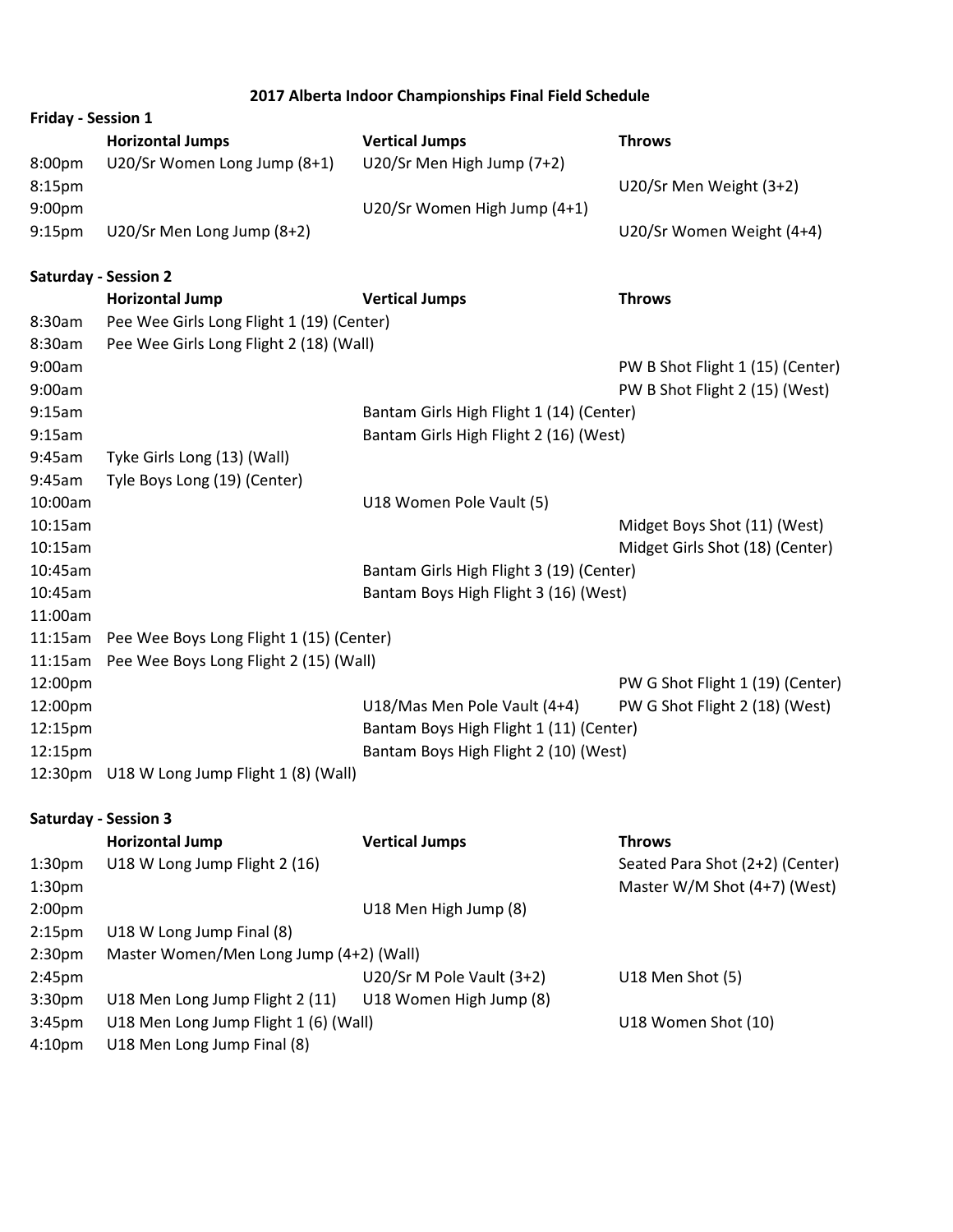# 2017 Alberta Indoor Championships Final Field Schedule

## Friday - Session 1

| | Horizontal Jumps | Vertical Jumps | Throws |
|---|---|---|---|
| 8:00pm | U20/Sr Women Long Jump (8+1) | U20/Sr Men High Jump (7+2) | |
| 8:15pm | | | U20/Sr Men Weight (3+2) |
| 9:00pm | | U20/Sr Women High Jump (4+1) | |
| 9:15pm | U20/Sr Men Long Jump (8+2) | | U20/Sr Women Weight (4+4) |

## Saturday - Session 2

| | Horizontal Jump | Vertical Jumps | Throws |
|---|---|---|---|
| 8:30am | Pee Wee Girls Long Flight 1 (19) (Center) | | |
| 8:30am | Pee Wee Girls Long Flight 2 (18) (Wall) | | |
| 9:00am | | | PW B Shot Flight 1 (15) (Center) |
| 9:00am | | | PW B Shot Flight 2 (15) (West) |
| 9:15am | | Bantam Girls High Flight 1 (14) (Center) | |
| 9:15am | | Bantam Girls High Flight 2 (16) (West) | |
| 9:45am | Tyke Girls Long (13) (Wall) | | |
| 9:45am | Tyle Boys Long (19) (Center) | | |
| 10:00am | | U18 Women Pole Vault (5) | |
| 10:15am | | | Midget Boys Shot (11) (West) |
| 10:15am | | | Midget Girls Shot (18) (Center) |
| 10:45am | | Bantam Girls High Flight 3 (19) (Center) | |
| 10:45am | | Bantam Boys High Flight 3 (16) (West) | |
| 11:00am | | | |
| 11:15am | Pee Wee Boys Long Flight 1 (15) (Center) | | |
| 11:15am | Pee Wee Boys Long Flight 2 (15) (Wall) | | |
| 12:00pm | | | PW G Shot Flight 1 (19) (Center) |
| 12:00pm | | U18/Mas Men Pole Vault (4+4) | PW G Shot Flight 2 (18) (West) |
| 12:15pm | | Bantam Boys High Flight 1 (11) (Center) | |
| 12:15pm | | Bantam Boys High Flight 2 (10) (West) | |
| 12:30pm | U18 W Long Jump Flight 1 (8) (Wall) | | |

## Saturday - Session 3

| | Horizontal Jump | Vertical Jumps | Throws |
|---|---|---|---|
| 1:30pm | U18 W Long Jump Flight 2 (16) | | Seated Para Shot (2+2) (Center) |
| 1:30pm | | | Master W/M Shot (4+7) (West) |
| 2:00pm | | U18 Men High Jump (8) | |
| 2:15pm | U18 W Long Jump Final (8) | | |
| 2:30pm | Master Women/Men Long Jump (4+2) (Wall) | | |
| 2:45pm | | U20/Sr M Pole Vault (3+2) | U18 Men Shot (5) |
| 3:30pm | U18 Men Long Jump Flight 2 (11) | U18 Women High Jump (8) | |
| 3:45pm | U18 Men Long Jump Flight 1 (6) (Wall) | | U18 Women Shot (10) |
| 4:10pm | U18 Men Long Jump Final (8) | | |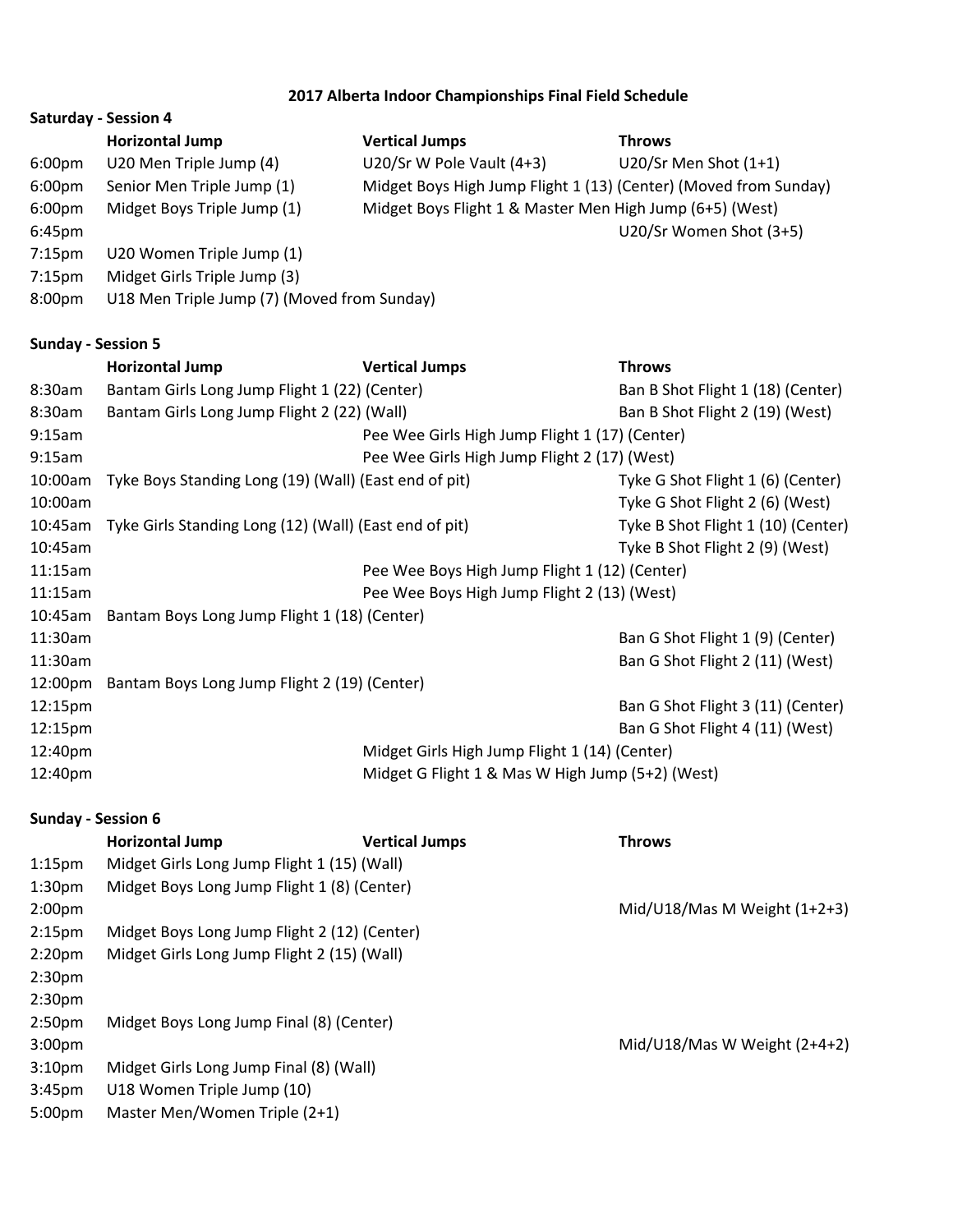# 2017 Alberta Indoor Championships Final Field Schedule

## Saturday - Session 4

| | Horizontal Jump | Vertical Jumps | Throws |
|---|---|---|---|
| 6:00pm | U20 Men Triple Jump (4) | U20/Sr W Pole Vault (4+3) | U20/Sr Men Shot (1+1) |
| 6:00pm | Senior Men Triple Jump (1) | Midget Boys High Jump Flight 1 (13) (Center) (Moved from Sunday) | |
| 6:00pm | Midget Boys Triple Jump (1) | Midget Boys Flight 1 & Master Men High Jump (6+5) (West) | |
| 6:45pm | | | U20/Sr Women Shot (3+5) |
| 7:15pm | U20 Women Triple Jump (1) | | |
| 7:15pm | Midget Girls Triple Jump (3) | | |
| 8:00pm | U18 Men Triple Jump (7) (Moved from Sunday) | | |

## Sunday - Session 5

| | Horizontal Jump | Vertical Jumps | Throws |
|---|---|---|---|
| 8:30am | Bantam Girls Long Jump Flight 1 (22) (Center) | | Ban B Shot Flight 1 (18) (Center) |
| 8:30am | Bantam Girls Long Jump Flight 2 (22) (Wall) | | Ban B Shot Flight 2 (19) (West) |
| 9:15am | | Pee Wee Girls High Jump Flight 1 (17) (Center) | |
| 9:15am | | Pee Wee Girls High Jump Flight 2 (17) (West) | |
| 10:00am | Tyke Boys Standing Long (19) (Wall) (East end of pit) | | Tyke G Shot Flight 1 (6) (Center) |
| 10:00am | | | Tyke G Shot Flight 2 (6) (West) |
| 10:45am | Tyke Girls Standing Long (12) (Wall) (East end of pit) | | Tyke B Shot Flight 1 (10) (Center) |
| 10:45am | | | Tyke B Shot Flight 2 (9) (West) |
| 11:15am | | Pee Wee Boys High Jump Flight 1 (12) (Center) | |
| 11:15am | | Pee Wee Boys High Jump Flight 2 (13) (West) | |
| 10:45am | Bantam Boys Long Jump Flight 1 (18) (Center) | | |
| 11:30am | | | Ban G Shot Flight 1 (9) (Center) |
| 11:30am | | | Ban G Shot Flight 2 (11) (West) |
| 12:00pm | Bantam Boys Long Jump Flight 2 (19) (Center) | | |
| 12:15pm | | | Ban G Shot Flight 3 (11) (Center) |
| 12:15pm | | | Ban G Shot Flight 4 (11) (West) |
| 12:40pm | | Midget Girls High Jump Flight 1 (14) (Center) | |
| 12:40pm | | Midget G Flight 1 & Mas W High Jump (5+2) (West) | |

## Sunday - Session 6

| | Horizontal Jump | Vertical Jumps | Throws |
|---|---|---|---|
| 1:15pm | Midget Girls Long Jump Flight 1 (15) (Wall) | | |
| 1:30pm | Midget Boys Long Jump Flight 1 (8) (Center) | | |
| 2:00pm | | | Mid/U18/Mas M Weight (1+2+3) |
| 2:15pm | Midget Boys Long Jump Flight 2 (12) (Center) | | |
| 2:20pm | Midget Girls Long Jump Flight 2 (15) (Wall) | | |
| 2:30pm | | | |
| 2:30pm | | | |
| 2:50pm | Midget Boys Long Jump Final (8) (Center) | | |
| 3:00pm | | | Mid/U18/Mas W Weight (2+4+2) |
| 3:10pm | Midget Girls Long Jump Final (8) (Wall) | | |
| 3:45pm | U18 Women Triple Jump (10) | | |
| 5:00pm | Master Men/Women Triple (2+1) | | |